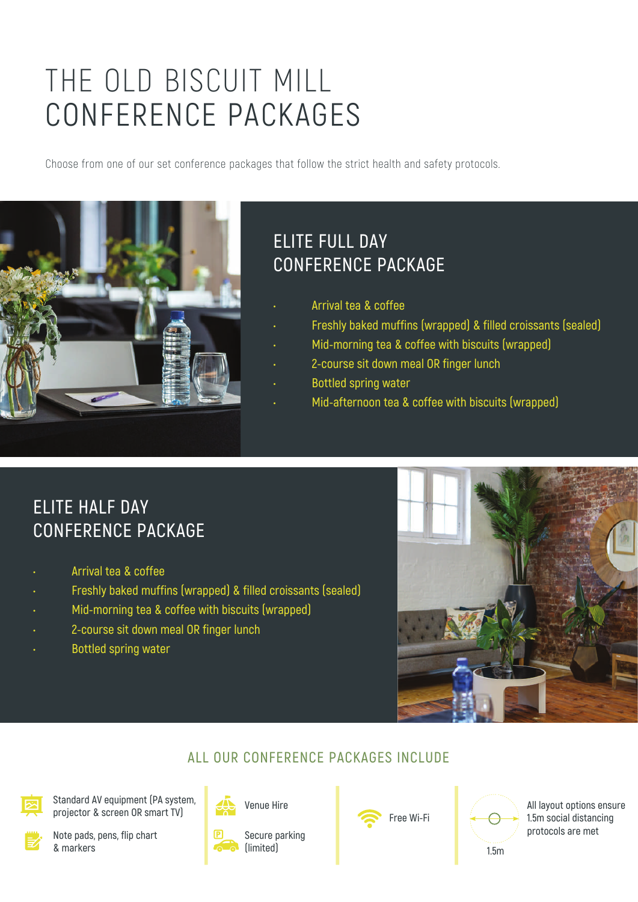# THE OLD BISCUIT MILL CONFERENCE PACKAGES

Choose from one of our set conference packages that follow the strict health and safety protocols.

## ELITE FULL DAY CONFERENCE PACKAGE

- Arrival tea & coffee
- Freshly baked muffins (wrapped) & filled croissants (sealed)
- Mid-morning tea & coffee with biscuits (wrapped)
- 2-course sit down meal OR finger lunch
- Bottled spring water
- Mid-afternoon tea & coffee with biscuits (wrapped)

## ELITE HALF DAY CONFERENCE PACKAGE

- Arrival tea & coffee
- Freshly baked muffins (wrapped) & filled croissants (sealed)
- Mid-morning tea & coffee with biscuits (wrapped)
- 2-course sit down meal OR finger lunch
- Bottled spring water

## ALL OUR CONFERENCE PACKAGES INCLUDE

- Standard AV equipment (PA system, projector & screen OR smart TV)
- Note pads, pens, flip chart & markers
- Venue Hire
- Secure parking (limited)
- Free Wi-Fi
- All layout options ensure 1.5m social distancing protocols are met

1.5m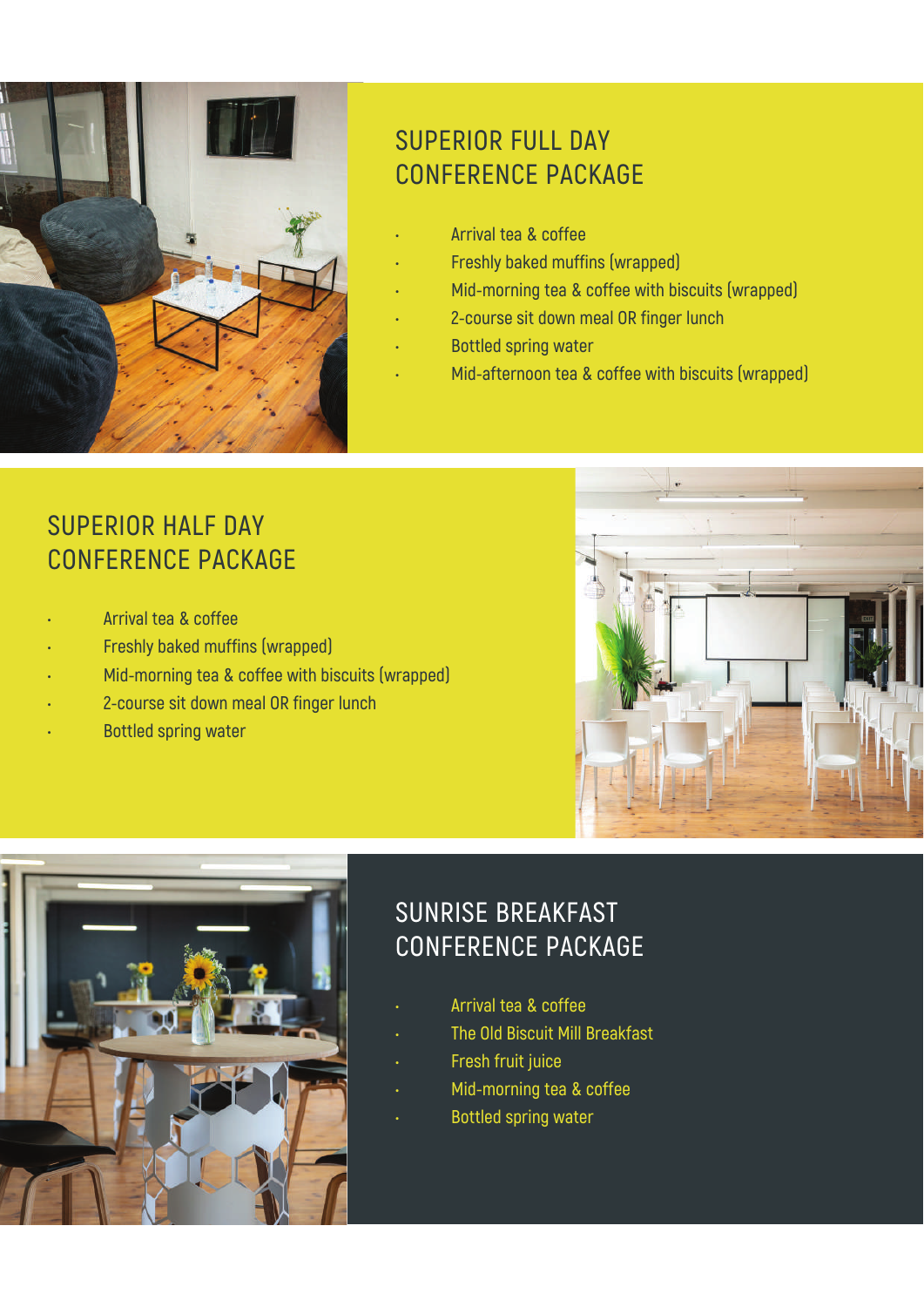## SUPERIOR FULL DAY CONFERENCE PACKAGE

- Arrival tea & coffee
- Freshly baked muffins (wrapped)
- Mid-morning tea & coffee with biscuits (wrapped)
- 2-course sit down meal OR finger lunch
- Bottled spring water
- Mid-afternoon tea & coffee with biscuits (wrapped)

## SUPERIOR HALF DAY CONFERENCE PACKAGE

- Arrival tea & coffee
- Freshly baked muffins (wrapped)
- Mid-morning tea & coffee with biscuits (wrapped)
- 2-course sit down meal OR finger lunch
- Bottled spring water

## SUNRISE BREAKFAST CONFERENCE PACKAGE

- Arrival tea & coffee
- The Old Biscuit Mill Breakfast
- Fresh fruit juice
- Mid-morning tea & coffee
- Bottled spring water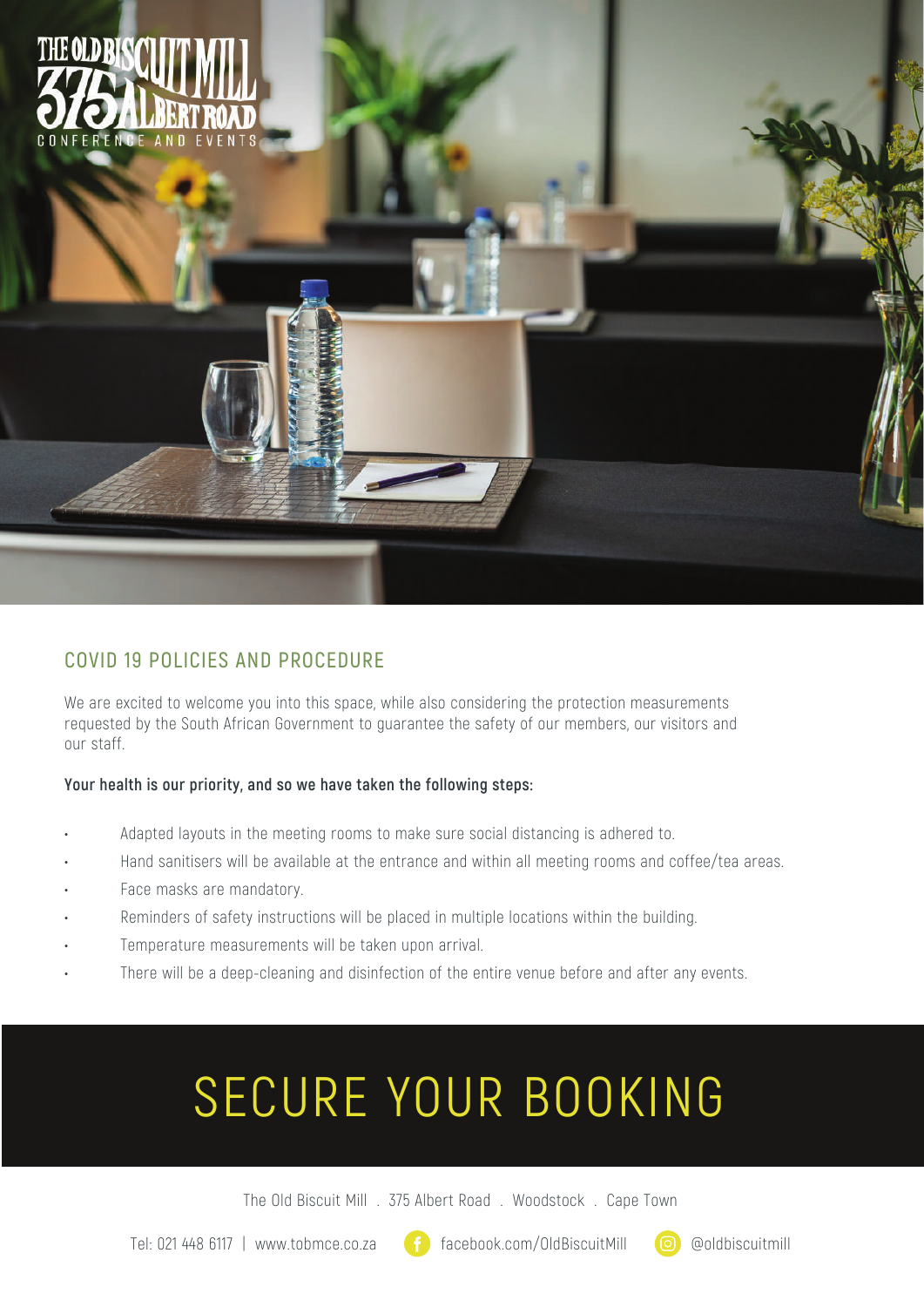THE OLD BISCUIT MILL
375 ALBERT ROAD
CONFERENCE AND EVENTS

## COVID 19 POLICIES AND PROCEDURE

We are excited to welcome you into this space, while also considering the protection measurements requested by the South African Government to guarantee the safety of our members, our visitors and our staff.

**Your health is our priority, and so we have taken the following steps:**

- Adapted layouts in the meeting rooms to make sure social distancing is adhered to.
- Hand sanitisers will be available at the entrance and within all meeting rooms and coffee/tea areas.
- Face masks are mandatory.
- Reminders of safety instructions will be placed in multiple locations within the building.
- Temperature measurements will be taken upon arrival.
- There will be a deep-cleaning and disinfection of the entire venue before and after any events.

# SECURE YOUR BOOKING

The Old Biscuit Mill . 375 Albert Road . Woodstock . Cape Town

Tel: 021 448 6117 | www.tobmce.co.za facebook.com/OldBiscuitMill @oldbiscuitmill